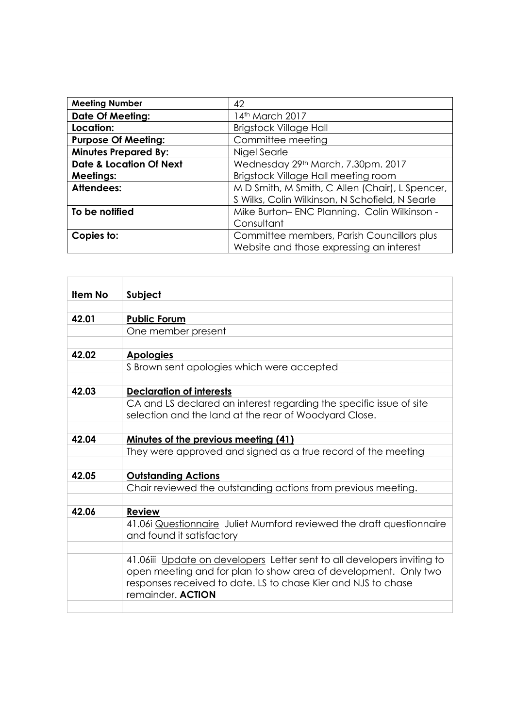| Meeting Number | 42 |
|---|---|
| **Date Of Meeting:** | 14th March 2017 |
| **Location:** | Brigstock Village Hall |
| **Purpose Of Meeting:** | Committee meeting |
| **Minutes Prepared By:** | Nigel Searle |
| **Date & Location Of Next Meetings:** | Wednesday 29th March, 7.30pm. 2017 Brigstock Village Hall meeting room |
| **Attendees:** | M D Smith, M Smith, C Allen (Chair), L Spencer, S Wilks, Colin Wilkinson, N Schofield, N Searle |
| **To be notified** | Mike Burton– ENC Planning. Colin Wilkinson - Consultant |
| **Copies to:** | Committee members, Parish Councillors plus Website and those expressing an interest |

| Item No | Subject |
|---|---|
| | |
| **42.01** | **Public Forum** |
| | One member present |
| | |
| **42.02** | **Apologies** |
| | S Brown sent apologies which were accepted |
| | |
| **42.03** | **Declaration of interests** |
| | CA and LS declared an interest regarding the specific issue of site selection and the land at the rear of Woodyard Close. |
| | |
| **42.04** | **Minutes of the previous meeting (41)** |
| | They were approved and signed as a true record of the meeting |
| | |
| **42.05** | **Outstanding Actions** |
| | Chair reviewed the outstanding actions from previous meeting. |
| | |
| **42.06** | **Review** |
| | 41.06i Questionnaire Juliet Mumford reviewed the draft questionnaire and found it satisfactory |
| | |
| | 41.06iii Update on developers Letter sent to all developers inviting to open meeting and for plan to show area of development. Only two responses received to date. LS to chase Kier and NJS to chase remainder. **ACTION** |
| | |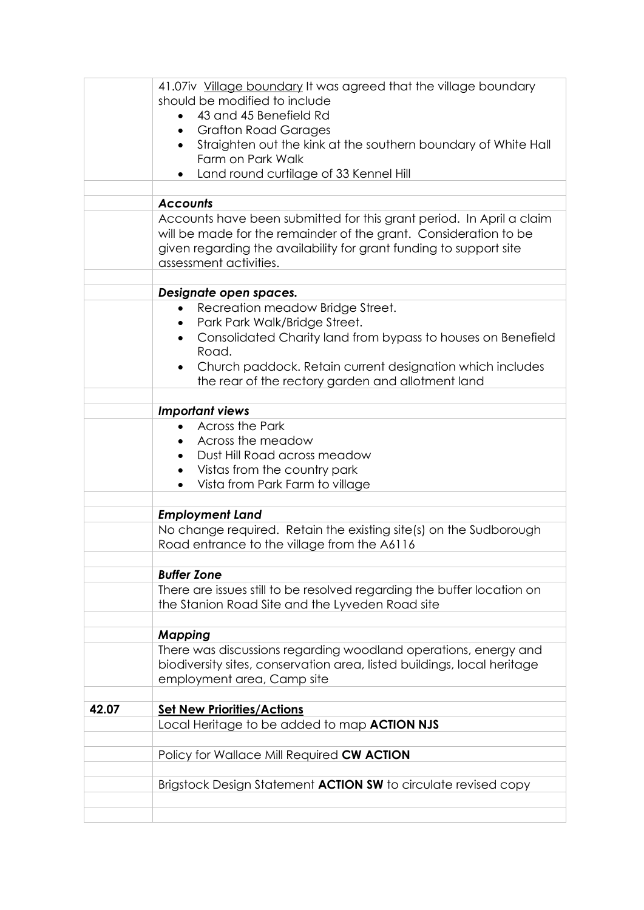| | |
|---|---|
| | 41.07iv <u>Village boundary</u> It was agreed that the village boundary should be modified to include<br>• 43 and 45 Benefield Rd<br>• Grafton Road Garages<br>• Straighten out the kink at the southern boundary of White Hall Farm on Park Walk<br>• Land round curtilage of 33 Kennel Hill |
| | |
| | ***Accounts*** |
| | Accounts have been submitted for this grant period. In April a claim will be made for the remainder of the grant. Consideration to be given regarding the availability for grant funding to support site assessment activities. |
| | |
| | ***Designate open spaces.*** |
| | • Recreation meadow Bridge Street.<br>• Park Park Walk/Bridge Street.<br>• Consolidated Charity land from bypass to houses on Benefield Road.<br>• Church paddock. Retain current designation which includes the rear of the rectory garden and allotment land |
| | |
| | ***Important views*** |
| | • Across the Park<br>• Across the meadow<br>• Dust Hill Road across meadow<br>• Vistas from the country park<br>• Vista from Park Farm to village |
| | |
| | ***Employment Land*** |
| | No change required. Retain the existing site(s) on the Sudborough Road entrance to the village from the A6116 |
| | |
| | ***Buffer Zone*** |
| | There are issues still to be resolved regarding the buffer location on the Stanion Road Site and the Lyveden Road site |
| | |
| | ***Mapping*** |
| | There was discussions regarding woodland operations, energy and biodiversity sites, conservation area, listed buildings, local heritage employment area, Camp site |
| | |
| **42.07** | **<u>Set New Priorities/Actions</u>** |
| | Local Heritage to be added to map **ACTION NJS** |
| | |
| | Policy for Wallace Mill Required **CW ACTION** |
| | |
| | Brigstock Design Statement **ACTION SW** to circulate revised copy |
| | |
| | |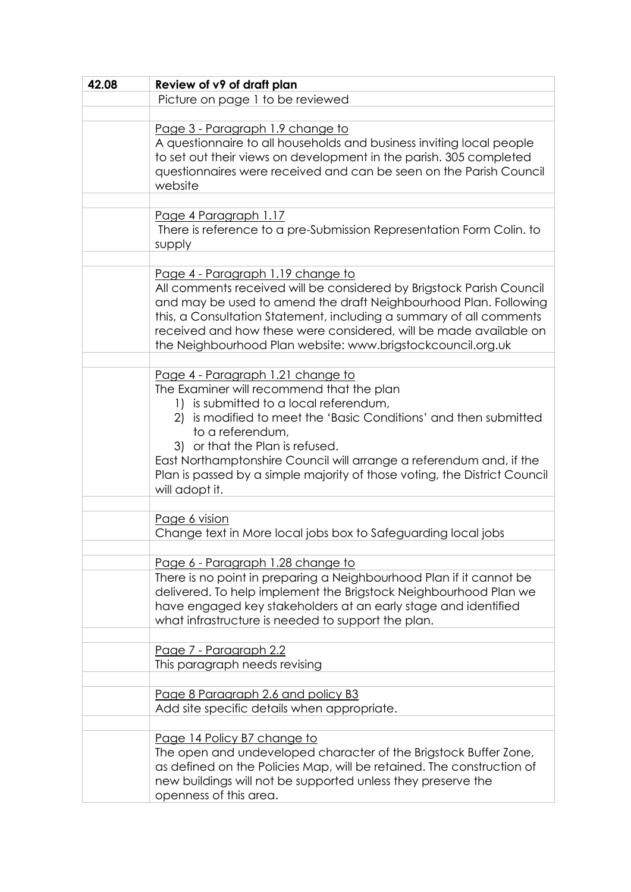| 42.08 | **Review of v9 of draft plan** |
|---|---|
| | Picture on page 1 to be reviewed |
| | |
| | <u>Page 3 - Paragraph 1.9 change to</u><br>A questionnaire to all households and business inviting local people to set out their views on development in the parish. 305 completed questionnaires were received and can be seen on the Parish Council website |
| | |
| | <u>Page 4 Paragraph 1.17</u><br>There is reference to a pre-Submission Representation Form Colin. to supply |
| | |
| | <u>Page 4 - Paragraph 1.19 change to</u><br>All comments received will be considered by Brigstock Parish Council and may be used to amend the draft Neighbourhood Plan. Following this, a Consultation Statement, including a summary of all comments received and how these were considered, will be made available on the Neighbourhood Plan website: www.brigstockcouncil.org.uk |
| | |
| | <u>Page 4 - Paragraph 1.21 change to</u><br>The Examiner will recommend that the plan<br>1) is submitted to a local referendum,<br>2) is modified to meet the 'Basic Conditions' and then submitted to a referendum,<br>3) or that the Plan is refused.<br>East Northamptonshire Council will arrange a referendum and, if the Plan is passed by a simple majority of those voting, the District Council will adopt it. |
| | |
| | <u>Page 6 vision</u><br>Change text in More local jobs box to Safeguarding local jobs |
| | |
| | <u>Page 6 - Paragraph 1.28 change to</u> |
| | There is no point in preparing a Neighbourhood Plan if it cannot be delivered. To help implement the Brigstock Neighbourhood Plan we have engaged key stakeholders at an early stage and identified what infrastructure is needed to support the plan. |
| | |
| | <u>Page 7 - Paragraph 2.2</u> |
| | This paragraph needs revising |
| | |
| | <u>Page 8 Paragraph 2.6 and policy B3</u> |
| | Add site specific details when appropriate. |
| | |
| | <u>Page 14 Policy B7 change to</u><br>The open and undeveloped character of the Brigstock Buffer Zone, as defined on the Policies Map, will be retained. The construction of new buildings will not be supported unless they preserve the openness of this area. |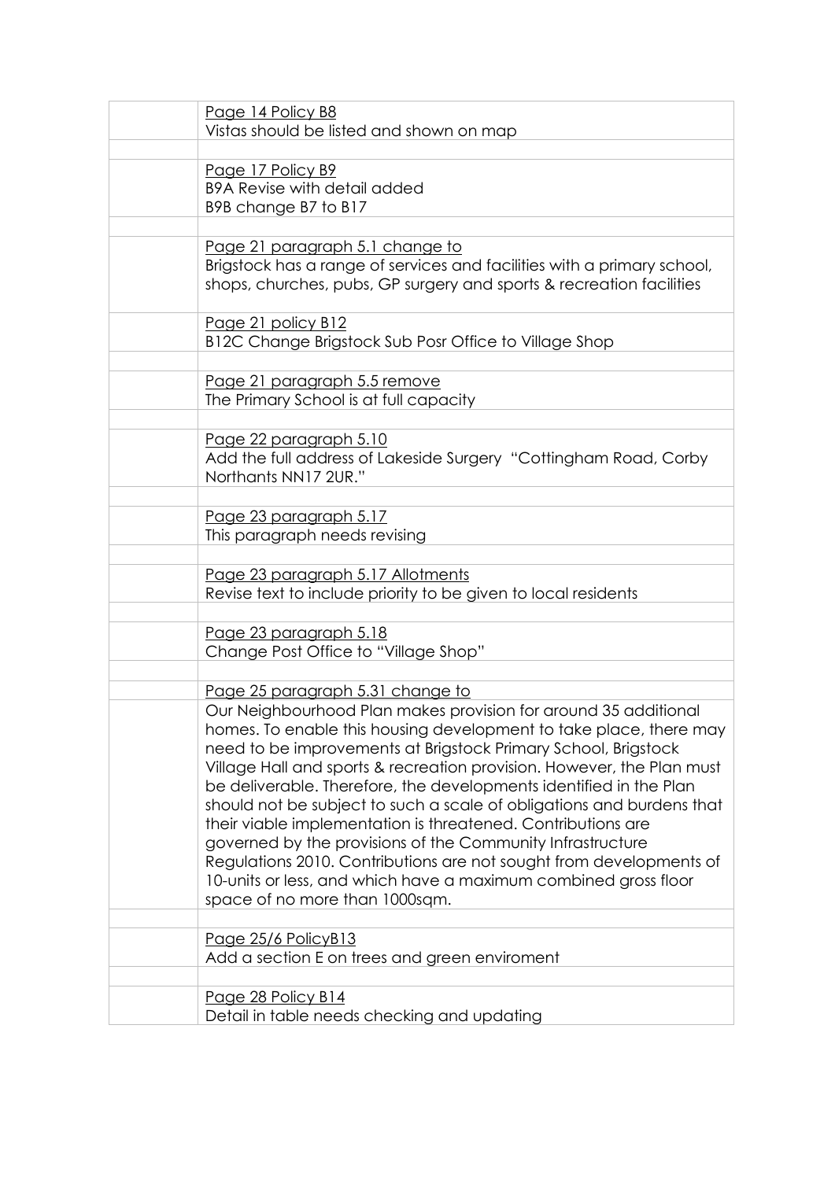| | |
|---|---|
| | Page 14 Policy B8<br>Vistas should be listed and shown on map |
| | |
| | Page 17 Policy B9<br>B9A Revise with detail added<br>B9B change B7 to B17 |
| | |
| | Page 21 paragraph 5.1 change to<br>Brigstock has a range of services and facilities with a primary school, shops, churches, pubs, GP surgery and sports & recreation facilities |
| | Page 21 policy B12<br>B12C Change Brigstock Sub Posr Office to Village Shop |
| | |
| | Page 21 paragraph 5.5 remove<br>The Primary School is at full capacity |
| | |
| | Page 22 paragraph 5.10<br>Add the full address of Lakeside Surgery "Cottingham Road, Corby Northants NN17 2UR." |
| | |
| | Page 23 paragraph 5.17<br>This paragraph needs revising |
| | |
| | Page 23 paragraph 5.17 Allotments<br>Revise text to include priority to be given to local residents |
| | |
| | Page 23 paragraph 5.18<br>Change Post Office to "Village Shop" |
| | |
| | Page 25 paragraph 5.31 change to |
| | Our Neighbourhood Plan makes provision for around 35 additional homes. To enable this housing development to take place, there may need to be improvements at Brigstock Primary School, Brigstock Village Hall and sports & recreation provision. However, the Plan must be deliverable. Therefore, the developments identified in the Plan should not be subject to such a scale of obligations and burdens that their viable implementation is threatened. Contributions are governed by the provisions of the Community Infrastructure Regulations 2010. Contributions are not sought from developments of 10-units or less, and which have a maximum combined gross floor space of no more than 1000sqm. |
| | |
| | Page 25/6 PolicyB13<br>Add a section E on trees and green enviroment |
| | |
| | Page 28 Policy B14<br>Detail in table needs checking and updating |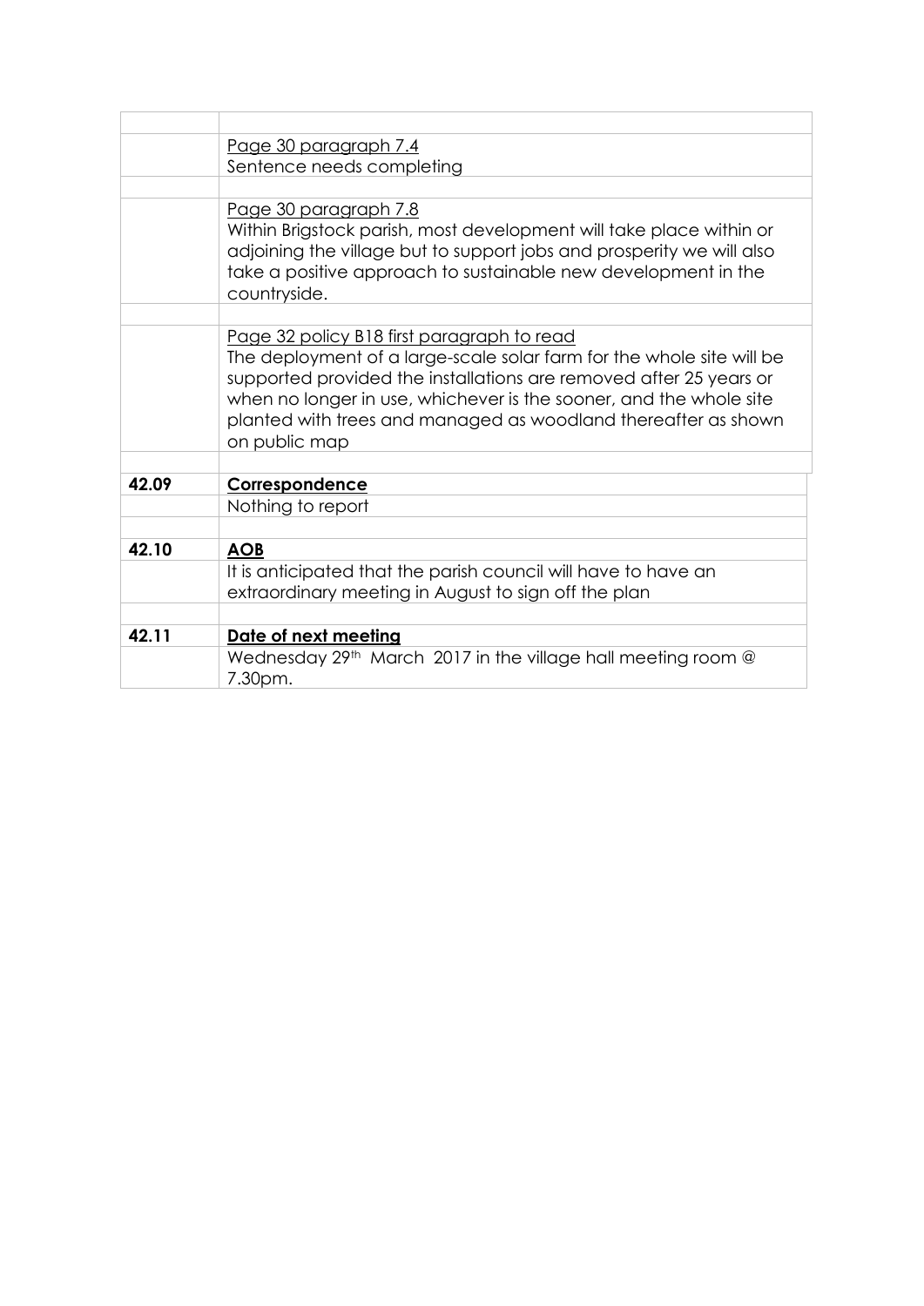| | |
|---|---|
| | <u>Page 30 paragraph 7.4</u><br>Sentence needs completing |
| | |
| | <u>Page 30 paragraph 7.8</u><br>Within Brigstock parish, most development will take place within or adjoining the village but to support jobs and prosperity we will also take a positive approach to sustainable new development in the countryside. |
| | |
| | <u>Page 32 policy B18 first paragraph to read</u><br>The deployment of a large-scale solar farm for the whole site will be supported provided the installations are removed after 25 years or when no longer in use, whichever is the sooner, and the whole site planted with trees and managed as woodland thereafter as shown on public map |
| | |
| **42.09** | **<u>Correspondence</u>** |
| | Nothing to report |
| | |
| **42.10** | **<u>AOB</u>** |
| | It is anticipated that the parish council will have to have an extraordinary meeting in August to sign off the plan |
| | |
| **42.11** | **<u>Date of next meeting</u>** |
| | Wednesday 29th March 2017 in the village hall meeting room @ 7.30pm. |